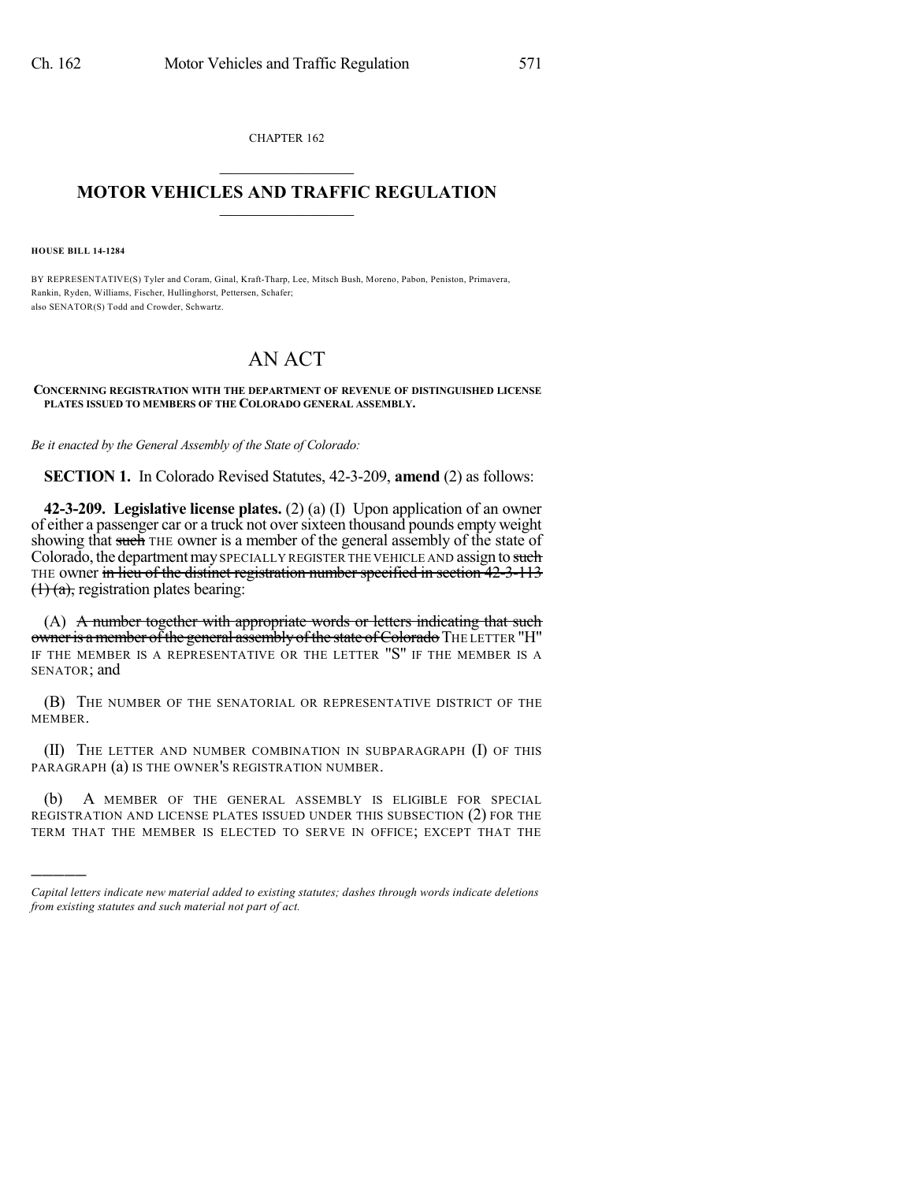CHAPTER 162

## MOTOR VEHICLES AND TRAFFIC REGULATION

**HOUSE BILL 14-1284**

BY REPRESENTATIVE(S) Tyler and Coram, Ginal, Kraft-Tharp, Lee, Mitsch Bush, Moreno, Pabon, Peniston, Primavera, Rankin, Ryden, Williams, Fischer, Hullinghorst, Pettersen, Schafer;
also SENATOR(S) Todd and Crowder, Schwartz.

# AN ACT

**CONCERNING REGISTRATION WITH THE DEPARTMENT OF REVENUE OF DISTINGUISHED LICENSE PLATES ISSUED TO MEMBERS OF THE COLORADO GENERAL ASSEMBLY.**

*Be it enacted by the General Assembly of the State of Colorado:*

**SECTION 1.** In Colorado Revised Statutes, 42-3-209, **amend** (2) as follows:

**42-3-209. Legislative license plates.** (2) (a) (I) Upon application of an owner of either a passenger car or a truck not over sixteen thousand pounds empty weight showing that ~~such~~ THE owner is a member of the general assembly of the state of Colorado, the department may SPECIALLY REGISTER THE VEHICLE AND assign to ~~such~~ THE owner ~~in lieu of the distinct registration number specified in section 42-3-113 (1) (a),~~ registration plates bearing:

(A) ~~A number together with appropriate words or letters indicating that such owner is a member of the general assembly of the state of Colorado~~ THE LETTER "H" IF THE MEMBER IS A REPRESENTATIVE OR THE LETTER "S" IF THE MEMBER IS A SENATOR; and

(B) THE NUMBER OF THE SENATORIAL OR REPRESENTATIVE DISTRICT OF THE MEMBER.

(II) THE LETTER AND NUMBER COMBINATION IN SUBPARAGRAPH (I) OF THIS PARAGRAPH (a) IS THE OWNER'S REGISTRATION NUMBER.

(b) A MEMBER OF THE GENERAL ASSEMBLY IS ELIGIBLE FOR SPECIAL REGISTRATION AND LICENSE PLATES ISSUED UNDER THIS SUBSECTION (2) FOR THE TERM THAT THE MEMBER IS ELECTED TO SERVE IN OFFICE; EXCEPT THAT THE

---

*Capital letters indicate new material added to existing statutes; dashes through words indicate deletions from existing statutes and such material not part of act.*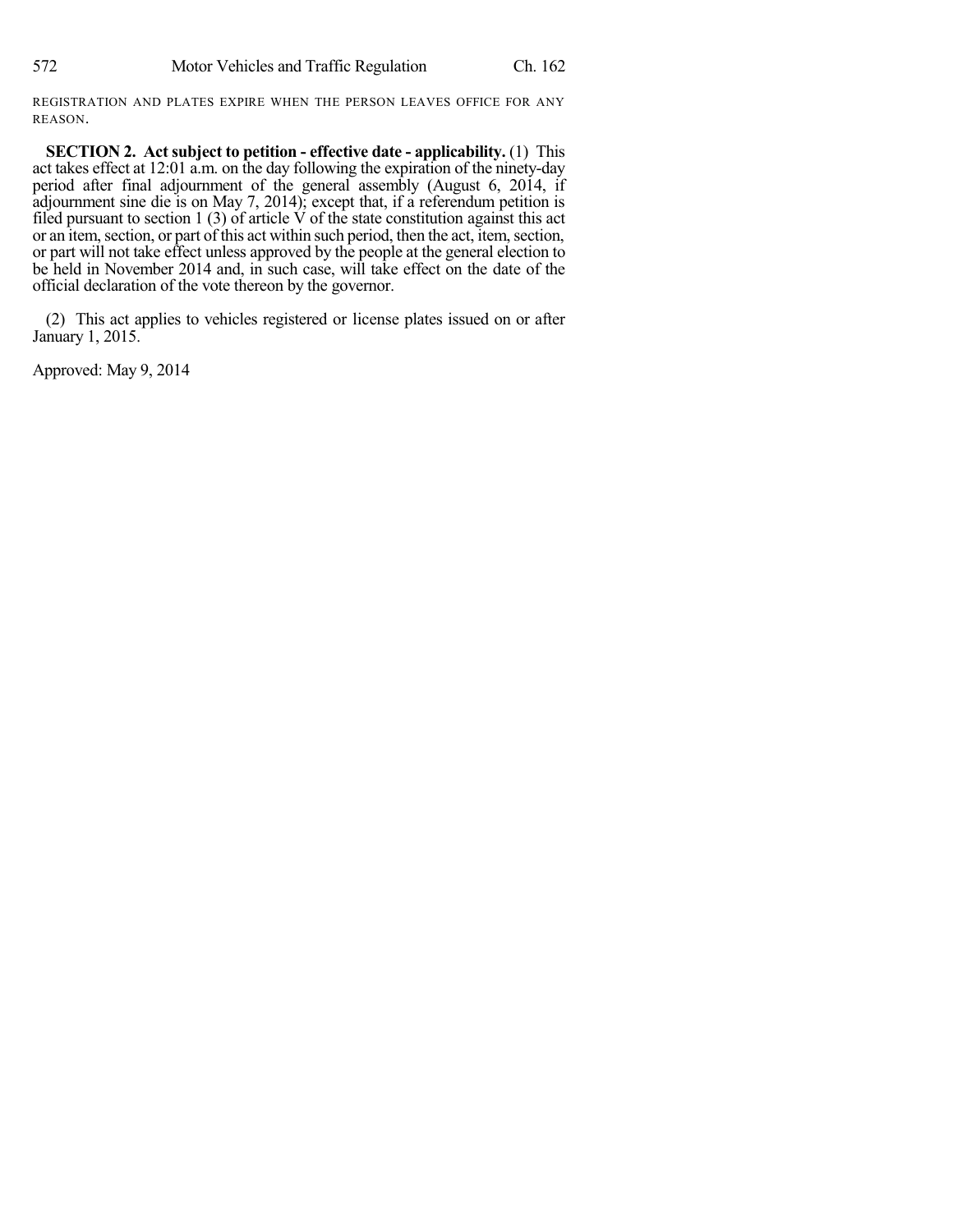REGISTRATION AND PLATES EXPIRE WHEN THE PERSON LEAVES OFFICE FOR ANY REASON.

**SECTION 2. Act subject to petition - effective date - applicability.** (1) This act takes effect at 12:01 a.m. on the day following the expiration of the ninety-day period after final adjournment of the general assembly (August 6, 2014, if adjournment sine die is on May 7, 2014); except that, if a referendum petition is filed pursuant to section 1 (3) of article V of the state constitution against this act or an item, section, or part of this act within such period, then the act, item, section, or part will not take effect unless approved by the people at the general election to be held in November 2014 and, in such case, will take effect on the date of the official declaration of the vote thereon by the governor.

(2) This act applies to vehicles registered or license plates issued on or after January 1, 2015.

Approved: May 9, 2014